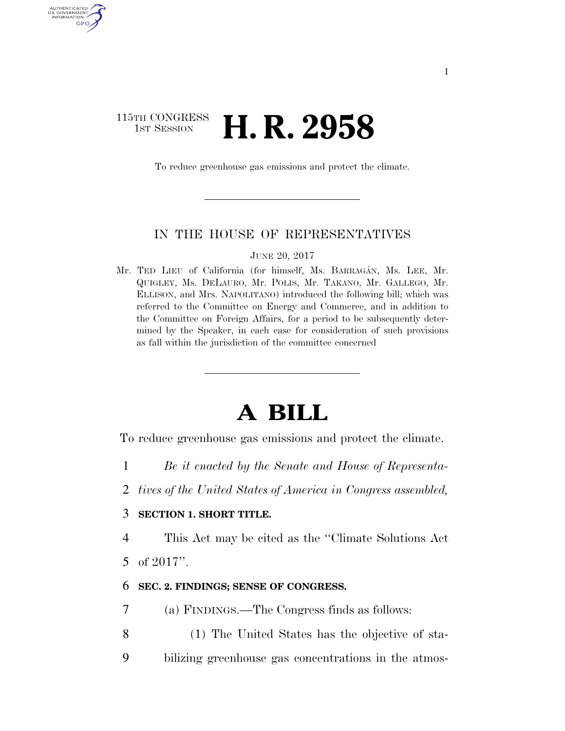115TH CONGRESS
1ST SESSION

# H. R. 2958

To reduce greenhouse gas emissions and protect the climate.

IN THE HOUSE OF REPRESENTATIVES

JUNE 20, 2017

Mr. TED LIEU of California (for himself, Ms. BARRAGÁN, Ms. LEE, Mr. QUIGLEY, Ms. DELAURO, Mr. POLIS, Mr. TAKANO, Mr. GALLEGO, Mr. ELLISON, and Mrs. NAPOLITANO) introduced the following bill; which was referred to the Committee on Energy and Commerce, and in addition to the Committee on Foreign Affairs, for a period to be subsequently determined by the Speaker, in each case for consideration of such provisions as fall within the jurisdiction of the committee concerned

# A BILL

To reduce greenhouse gas emissions and protect the climate.

1 *Be it enacted by the Senate and House of Representa-*
2 *tives of the United States of America in Congress assembled,*

3 **SECTION 1. SHORT TITLE.**

4 This Act may be cited as the "Climate Solutions Act
5 of 2017".

6 **SEC. 2. FINDINGS; SENSE OF CONGRESS.**

7 (a) FINDINGS.—The Congress finds as follows:

8 (1) The United States has the objective of sta-
9 bilizing greenhouse gas concentrations in the atmos-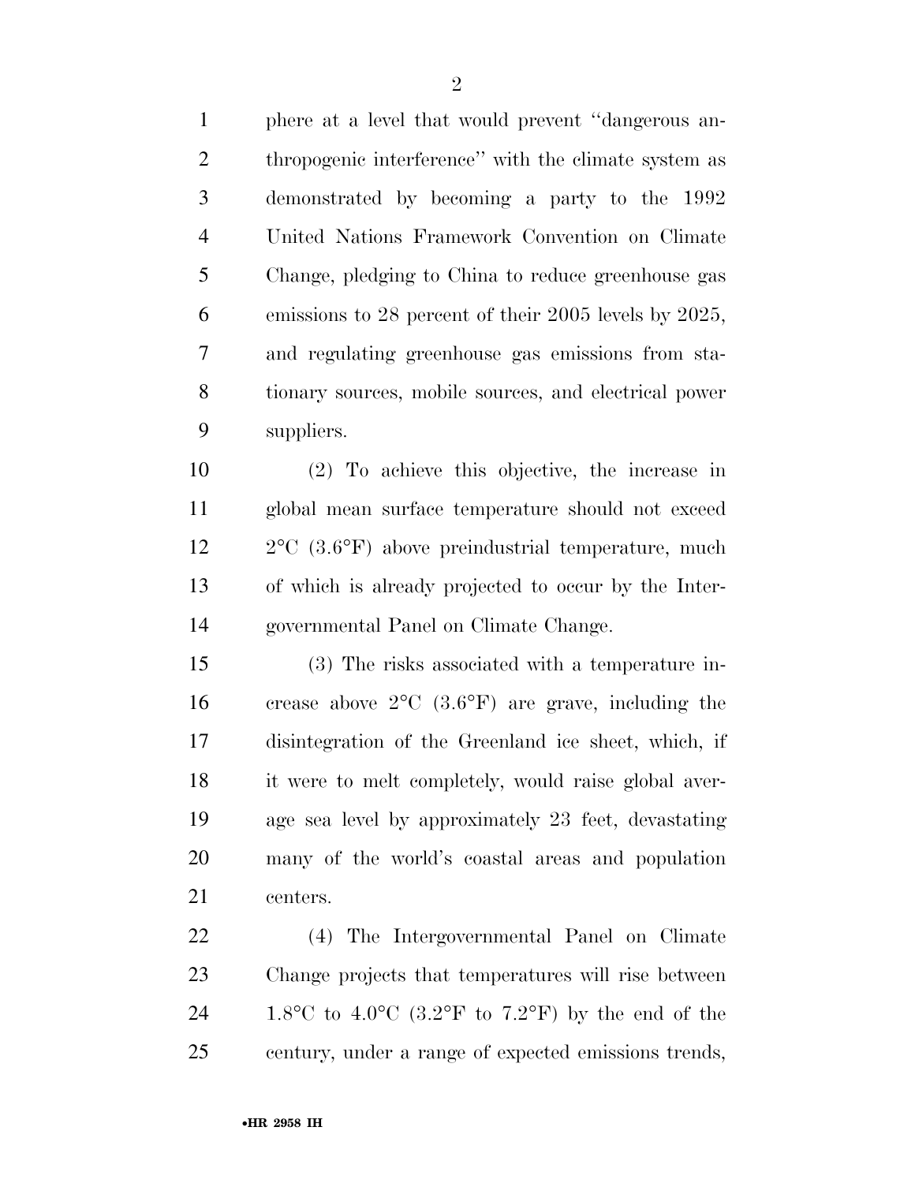phere at a level that would prevent ''dangerous anthropogenic interference'' with the climate system as demonstrated by becoming a party to the 1992 United Nations Framework Convention on Climate Change, pledging to China to reduce greenhouse gas emissions to 28 percent of their 2005 levels by 2025, and regulating greenhouse gas emissions from stationary sources, mobile sources, and electrical power suppliers.

(2) To achieve this objective, the increase in global mean surface temperature should not exceed 2°C (3.6°F) above preindustrial temperature, much of which is already projected to occur by the Intergovernmental Panel on Climate Change.

(3) The risks associated with a temperature increase above 2°C (3.6°F) are grave, including the disintegration of the Greenland ice sheet, which, if it were to melt completely, would raise global average sea level by approximately 23 feet, devastating many of the world's coastal areas and population centers.

(4) The Intergovernmental Panel on Climate Change projects that temperatures will rise between 1.8°C to 4.0°C (3.2°F to 7.2°F) by the end of the century, under a range of expected emissions trends,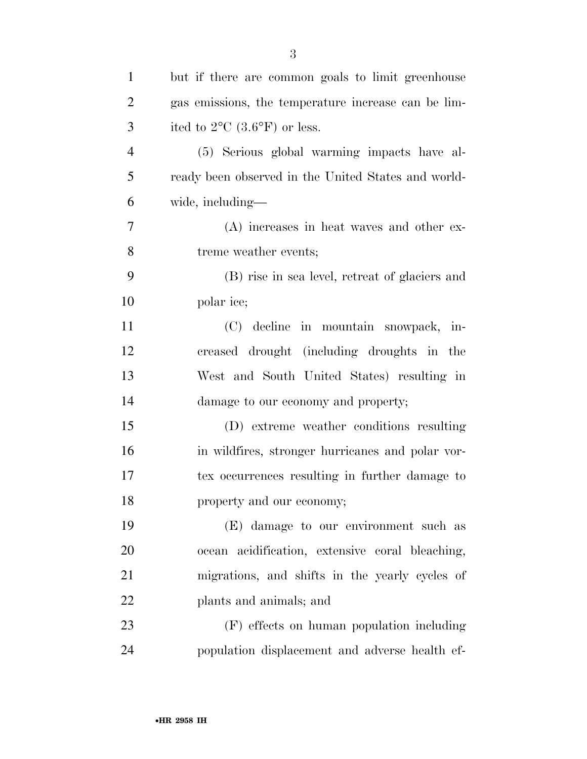but if there are common goals to limit greenhouse gas emissions, the temperature increase can be limited to 2°C (3.6°F) or less.

(5) Serious global warming impacts have already been observed in the United States and worldwide, including—

(A) increases in heat waves and other extreme weather events;

(B) rise in sea level, retreat of glaciers and polar ice;

(C) decline in mountain snowpack, increased drought (including droughts in the West and South United States) resulting in damage to our economy and property;

(D) extreme weather conditions resulting in wildfires, stronger hurricanes and polar vortex occurrences resulting in further damage to property and our economy;

(E) damage to our environment such as ocean acidification, extensive coral bleaching, migrations, and shifts in the yearly cycles of plants and animals; and

(F) effects on human population including population displacement and adverse health ef-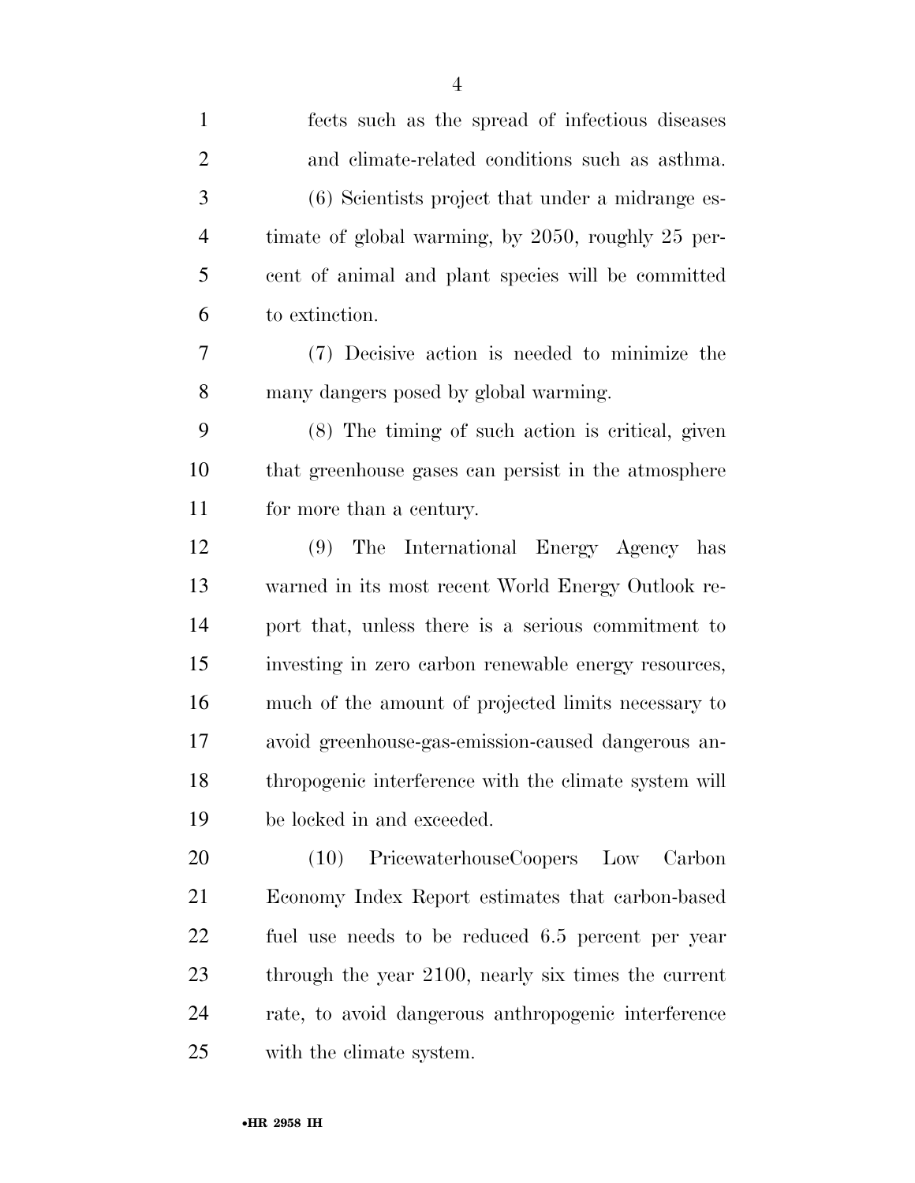fects such as the spread of infectious diseases and climate-related conditions such as asthma.

(6) Scientists project that under a midrange estimate of global warming, by 2050, roughly 25 percent of animal and plant species will be committed to extinction.

(7) Decisive action is needed to minimize the many dangers posed by global warming.

(8) The timing of such action is critical, given that greenhouse gases can persist in the atmosphere for more than a century.

(9) The International Energy Agency has warned in its most recent World Energy Outlook report that, unless there is a serious commitment to investing in zero carbon renewable energy resources, much of the amount of projected limits necessary to avoid greenhouse-gas-emission-caused dangerous anthropogenic interference with the climate system will be locked in and exceeded.

(10) PricewaterhouseCoopers Low Carbon Economy Index Report estimates that carbon-based fuel use needs to be reduced 6.5 percent per year through the year 2100, nearly six times the current rate, to avoid dangerous anthropogenic interference with the climate system.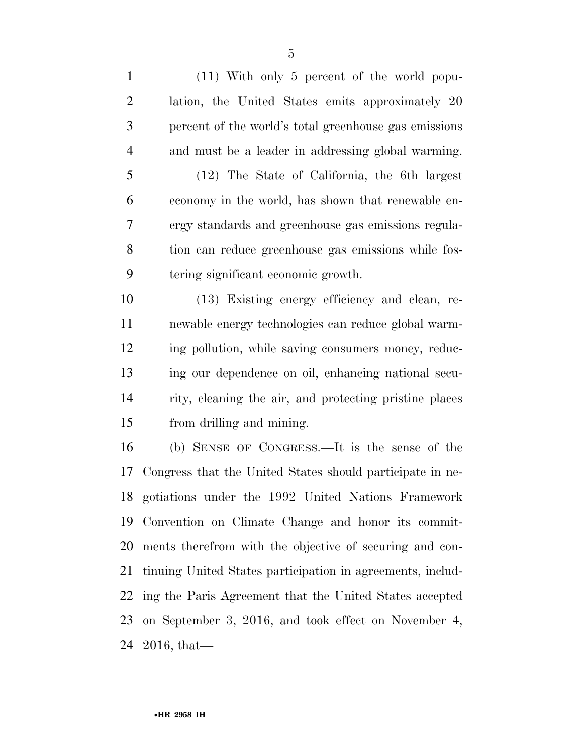(11) With only 5 percent of the world population, the United States emits approximately 20 percent of the world's total greenhouse gas emissions and must be a leader in addressing global warming.

(12) The State of California, the 6th largest economy in the world, has shown that renewable energy standards and greenhouse gas emissions regulation can reduce greenhouse gas emissions while fostering significant economic growth.

(13) Existing energy efficiency and clean, renewable energy technologies can reduce global warming pollution, while saving consumers money, reducing our dependence on oil, enhancing national security, cleaning the air, and protecting pristine places from drilling and mining.

(b) SENSE OF CONGRESS.—It is the sense of the Congress that the United States should participate in negotiations under the 1992 United Nations Framework Convention on Climate Change and honor its commitments therefrom with the objective of securing and continuing United States participation in agreements, including the Paris Agreement that the United States accepted on September 3, 2016, and took effect on November 4, 2016, that—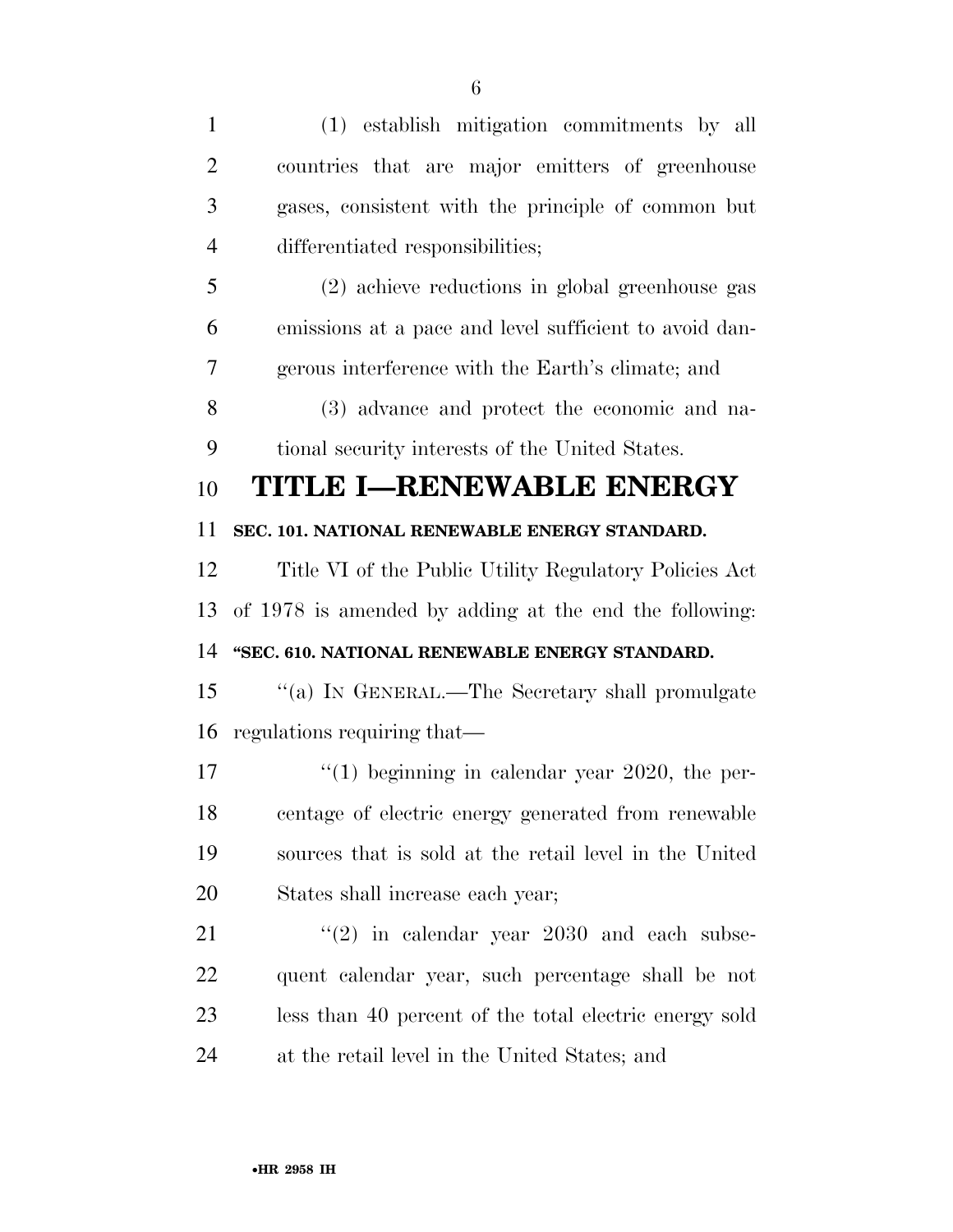(1) establish mitigation commitments by all countries that are major emitters of greenhouse gases, consistent with the principle of common but differentiated responsibilities;

(2) achieve reductions in global greenhouse gas emissions at a pace and level sufficient to avoid dangerous interference with the Earth's climate; and

(3) advance and protect the economic and national security interests of the United States.

# TITLE I—RENEWABLE ENERGY

**SEC. 101. NATIONAL RENEWABLE ENERGY STANDARD.**

Title VI of the Public Utility Regulatory Policies Act of 1978 is amended by adding at the end the following:

**"SEC. 610. NATIONAL RENEWABLE ENERGY STANDARD.**

"(a) IN GENERAL.—The Secretary shall promulgate regulations requiring that—

"(1) beginning in calendar year 2020, the percentage of electric energy generated from renewable sources that is sold at the retail level in the United States shall increase each year;

"(2) in calendar year 2030 and each subsequent calendar year, such percentage shall be not less than 40 percent of the total electric energy sold at the retail level in the United States; and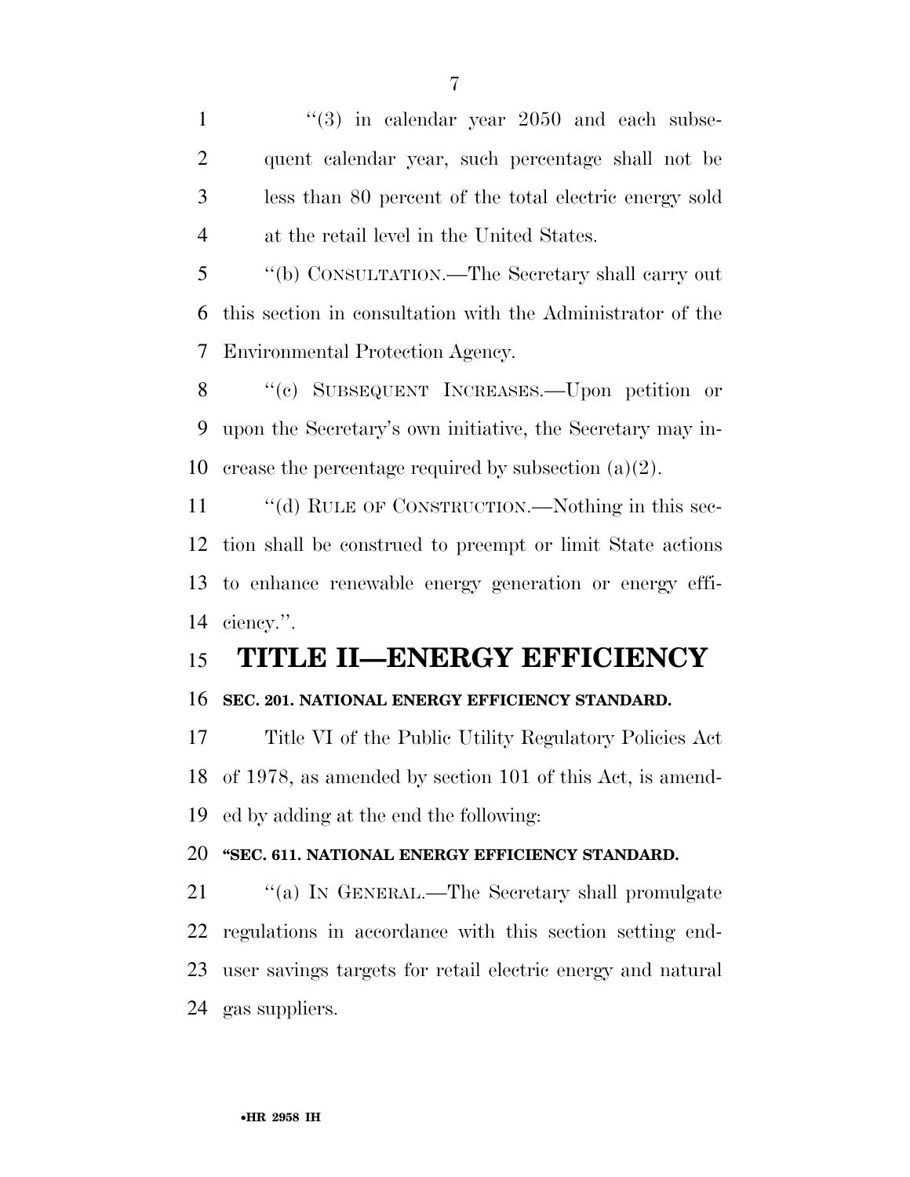"(3) in calendar year 2050 and each subsequent calendar year, such percentage shall not be less than 80 percent of the total electric energy sold at the retail level in the United States.

"(b) CONSULTATION.—The Secretary shall carry out this section in consultation with the Administrator of the Environmental Protection Agency.

"(c) SUBSEQUENT INCREASES.—Upon petition or upon the Secretary's own initiative, the Secretary may increase the percentage required by subsection (a)(2).

"(d) RULE OF CONSTRUCTION.—Nothing in this section shall be construed to preempt or limit State actions to enhance renewable energy generation or energy efficiency.".

# TITLE II—ENERGY EFFICIENCY

**SEC. 201. NATIONAL ENERGY EFFICIENCY STANDARD.**

Title VI of the Public Utility Regulatory Policies Act of 1978, as amended by section 101 of this Act, is amended by adding at the end the following:

**"SEC. 611. NATIONAL ENERGY EFFICIENCY STANDARD.**

"(a) IN GENERAL.—The Secretary shall promulgate regulations in accordance with this section setting end-user savings targets for retail electric energy and natural gas suppliers.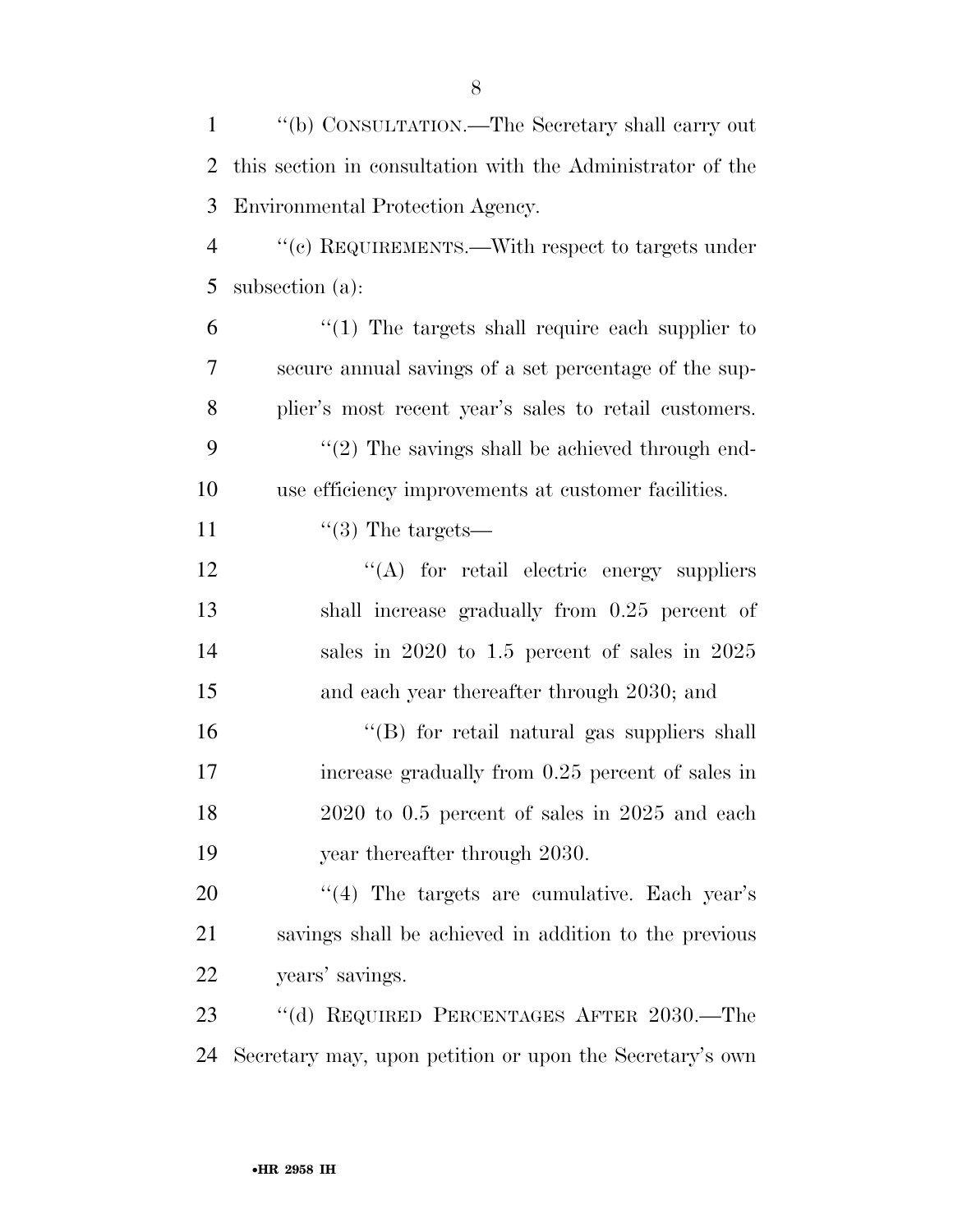"(b) CONSULTATION.—The Secretary shall carry out this section in consultation with the Administrator of the Environmental Protection Agency.

"(c) REQUIREMENTS.—With respect to targets under subsection (a):

"(1) The targets shall require each supplier to secure annual savings of a set percentage of the supplier's most recent year's sales to retail customers.

"(2) The savings shall be achieved through end-use efficiency improvements at customer facilities.

"(3) The targets—

"(A) for retail electric energy suppliers shall increase gradually from 0.25 percent of sales in 2020 to 1.5 percent of sales in 2025 and each year thereafter through 2030; and

"(B) for retail natural gas suppliers shall increase gradually from 0.25 percent of sales in 2020 to 0.5 percent of sales in 2025 and each year thereafter through 2030.

"(4) The targets are cumulative. Each year's savings shall be achieved in addition to the previous years' savings.

"(d) REQUIRED PERCENTAGES AFTER 2030.—The Secretary may, upon petition or upon the Secretary's own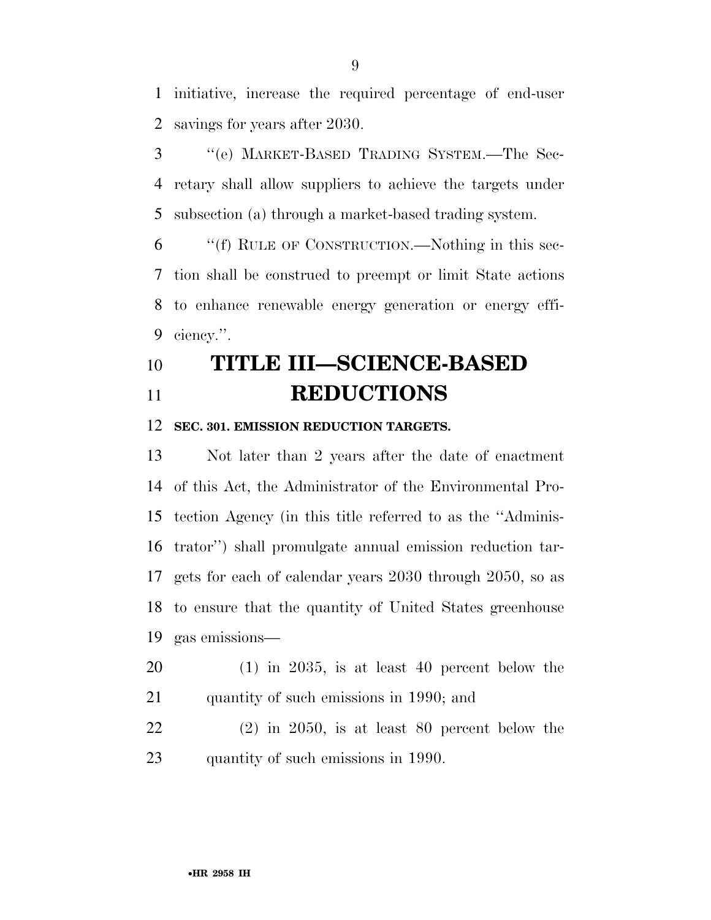initiative, increase the required percentage of end-user savings for years after 2030.

''(e) MARKET-BASED TRADING SYSTEM.—The Secretary shall allow suppliers to achieve the targets under subsection (a) through a market-based trading system.

''(f) RULE OF CONSTRUCTION.—Nothing in this section shall be construed to preempt or limit State actions to enhance renewable energy generation or energy efficiency.''.

# TITLE III—SCIENCE-BASED REDUCTIONS

## SEC. 301. EMISSION REDUCTION TARGETS.

Not later than 2 years after the date of enactment of this Act, the Administrator of the Environmental Protection Agency (in this title referred to as the ''Administrator'') shall promulgate annual emission reduction targets for each of calendar years 2030 through 2050, so as to ensure that the quantity of United States greenhouse gas emissions—

(1) in 2035, is at least 40 percent below the quantity of such emissions in 1990; and

(2) in 2050, is at least 80 percent below the quantity of such emissions in 1990.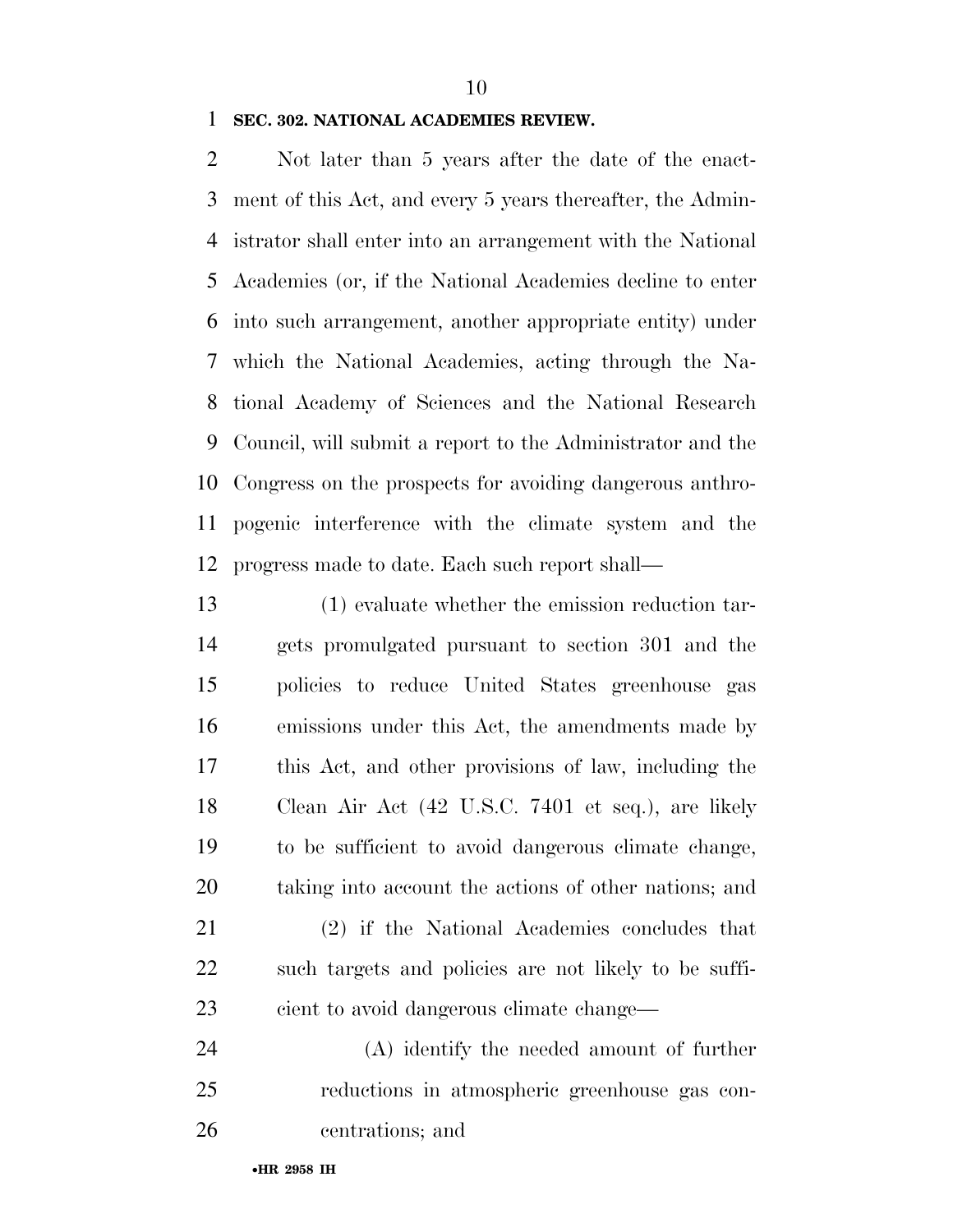**SEC. 302. NATIONAL ACADEMIES REVIEW.**

Not later than 5 years after the date of the enactment of this Act, and every 5 years thereafter, the Administrator shall enter into an arrangement with the National Academies (or, if the National Academies decline to enter into such arrangement, another appropriate entity) under which the National Academies, acting through the National Academy of Sciences and the National Research Council, will submit a report to the Administrator and the Congress on the prospects for avoiding dangerous anthropogenic interference with the climate system and the progress made to date. Each such report shall—

(1) evaluate whether the emission reduction targets promulgated pursuant to section 301 and the policies to reduce United States greenhouse gas emissions under this Act, the amendments made by this Act, and other provisions of law, including the Clean Air Act (42 U.S.C. 7401 et seq.), are likely to be sufficient to avoid dangerous climate change, taking into account the actions of other nations; and

(2) if the National Academies concludes that such targets and policies are not likely to be sufficient to avoid dangerous climate change—

(A) identify the needed amount of further reductions in atmospheric greenhouse gas concentrations; and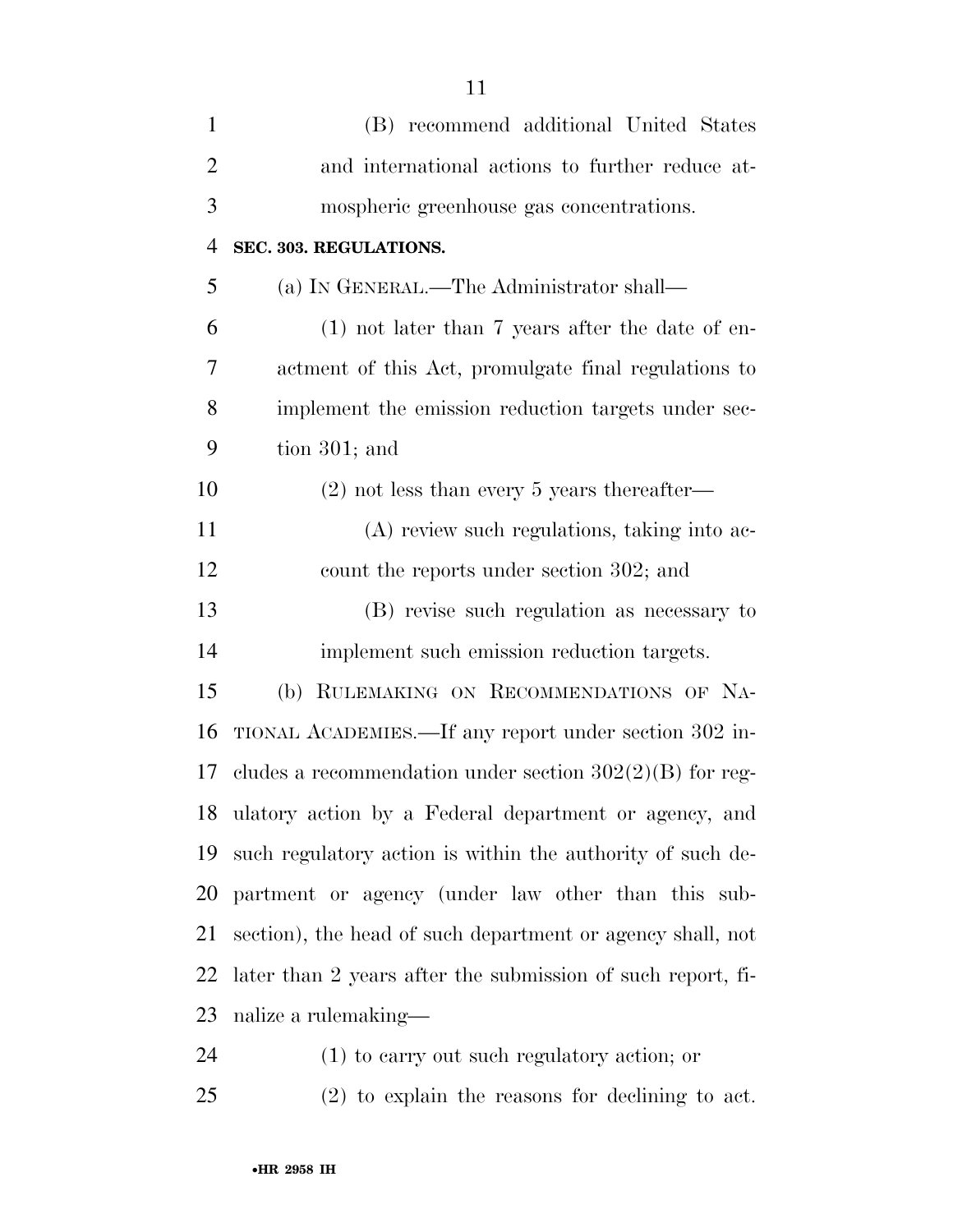(B) recommend additional United States and international actions to further reduce atmospheric greenhouse gas concentrations.

**SEC. 303. REGULATIONS.**

(a) IN GENERAL.—The Administrator shall—

(1) not later than 7 years after the date of enactment of this Act, promulgate final regulations to implement the emission reduction targets under section 301; and

(2) not less than every 5 years thereafter—

(A) review such regulations, taking into account the reports under section 302; and

(B) revise such regulation as necessary to implement such emission reduction targets.

(b) RULEMAKING ON RECOMMENDATIONS OF NATIONAL ACADEMIES.—If any report under section 302 includes a recommendation under section 302(2)(B) for regulatory action by a Federal department or agency, and such regulatory action is within the authority of such department or agency (under law other than this subsection), the head of such department or agency shall, not later than 2 years after the submission of such report, finalize a rulemaking—

(1) to carry out such regulatory action; or

(2) to explain the reasons for declining to act.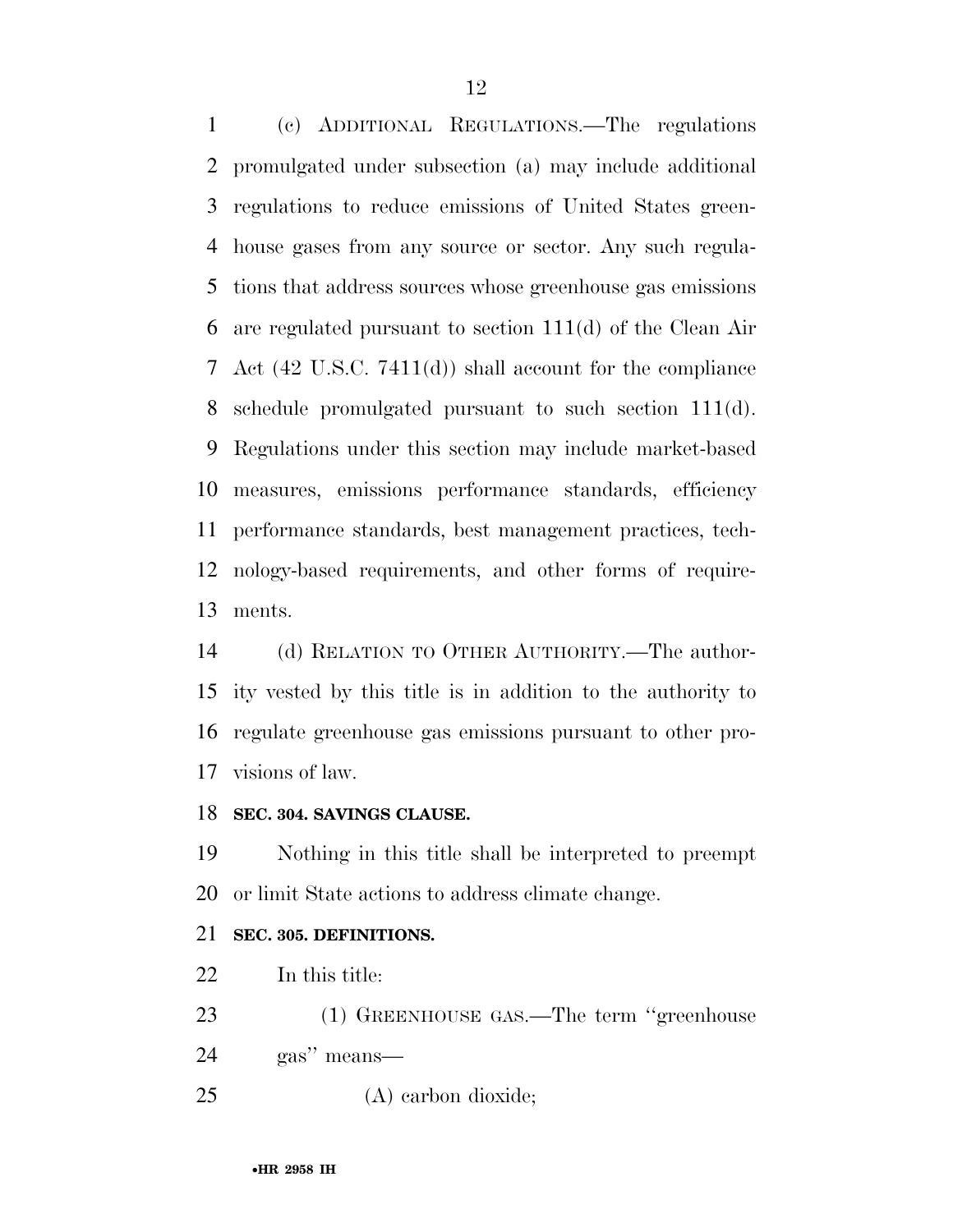(c) ADDITIONAL REGULATIONS.—The regulations promulgated under subsection (a) may include additional regulations to reduce emissions of United States greenhouse gases from any source or sector. Any such regulations that address sources whose greenhouse gas emissions are regulated pursuant to section 111(d) of the Clean Air Act (42 U.S.C. 7411(d)) shall account for the compliance schedule promulgated pursuant to such section 111(d). Regulations under this section may include market-based measures, emissions performance standards, efficiency performance standards, best management practices, technology-based requirements, and other forms of requirements.

(d) RELATION TO OTHER AUTHORITY.—The authority vested by this title is in addition to the authority to regulate greenhouse gas emissions pursuant to other provisions of law.

### SEC. 304. SAVINGS CLAUSE.

Nothing in this title shall be interpreted to preempt or limit State actions to address climate change.

### SEC. 305. DEFINITIONS.

In this title:

(1) GREENHOUSE GAS.—The term ''greenhouse gas'' means—

(A) carbon dioxide;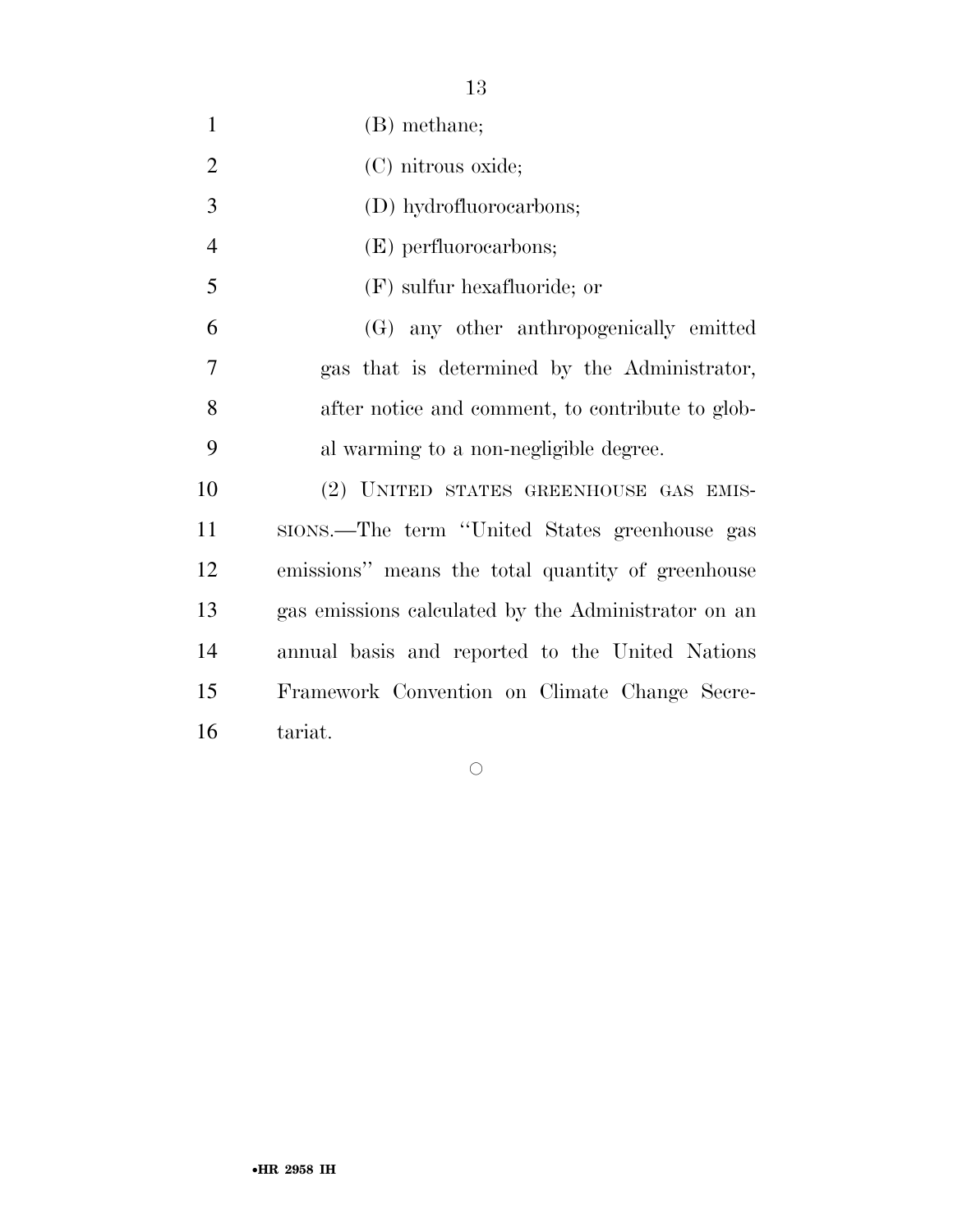(B) methane;

(C) nitrous oxide;

(D) hydrofluorocarbons;

(E) perfluorocarbons;

(F) sulfur hexafluoride; or

(G) any other anthropogenically emitted gas that is determined by the Administrator, after notice and comment, to contribute to global warming to a non-negligible degree.

(2) UNITED STATES GREENHOUSE GAS EMISSIONS.—The term ''United States greenhouse gas emissions'' means the total quantity of greenhouse gas emissions calculated by the Administrator on an annual basis and reported to the United Nations Framework Convention on Climate Change Secretariat.

○